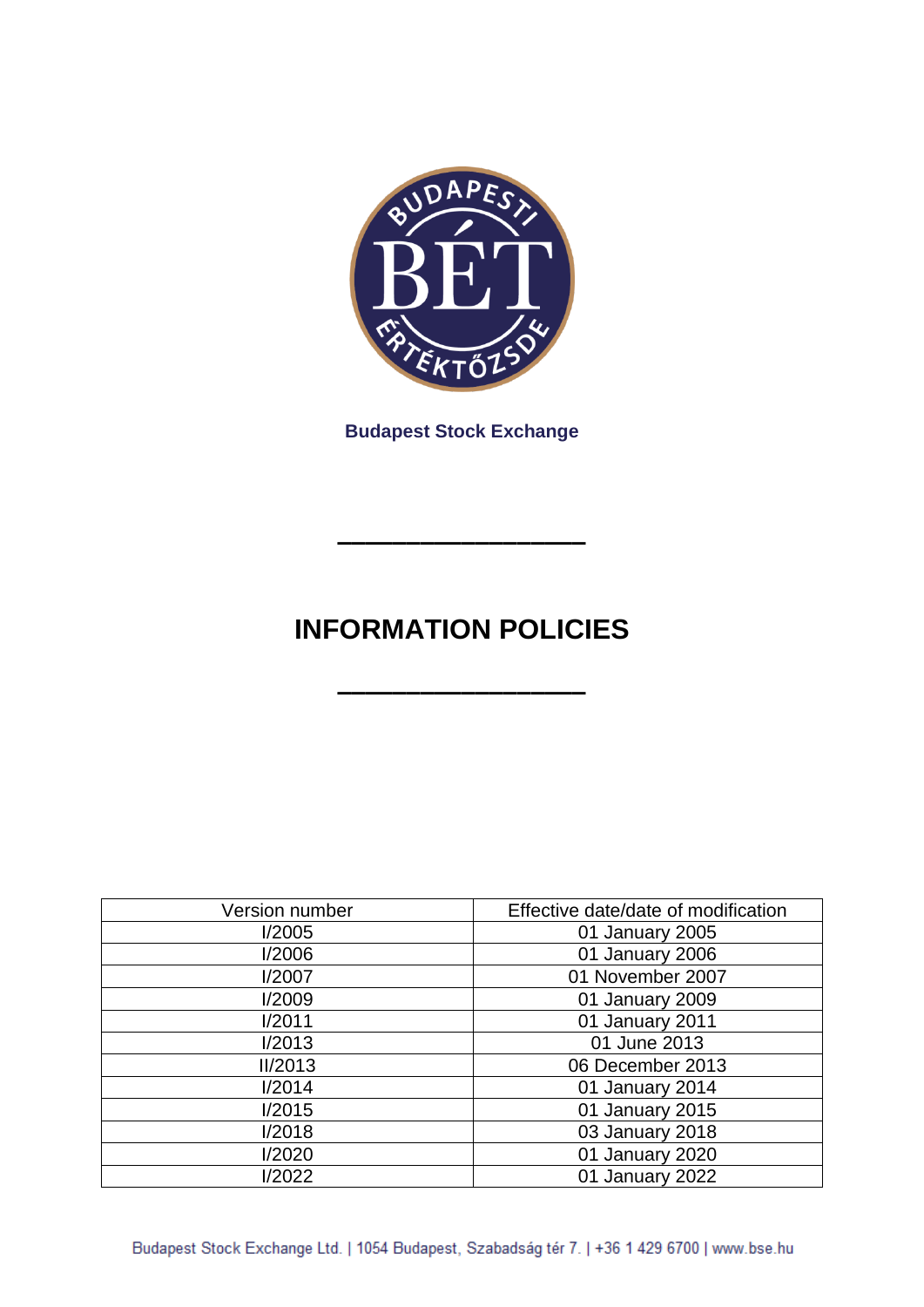**Budapest Stock Exchange**

# INFORMATION POLICIES

| Version number | Effective date/date of modification |
| --- | --- |
| I/2005 | 01 January 2005 |
| I/2006 | 01 January 2006 |
| I/2007 | 01 November 2007 |
| I/2009 | 01 January 2009 |
| I/2011 | 01 January 2011 |
| I/2013 | 01 June 2013 |
| II/2013 | 06 December 2013 |
| I/2014 | 01 January 2014 |
| I/2015 | 01 January 2015 |
| I/2018 | 03 January 2018 |
| I/2020 | 01 January 2020 |
| I/2022 | 01 January 2022 |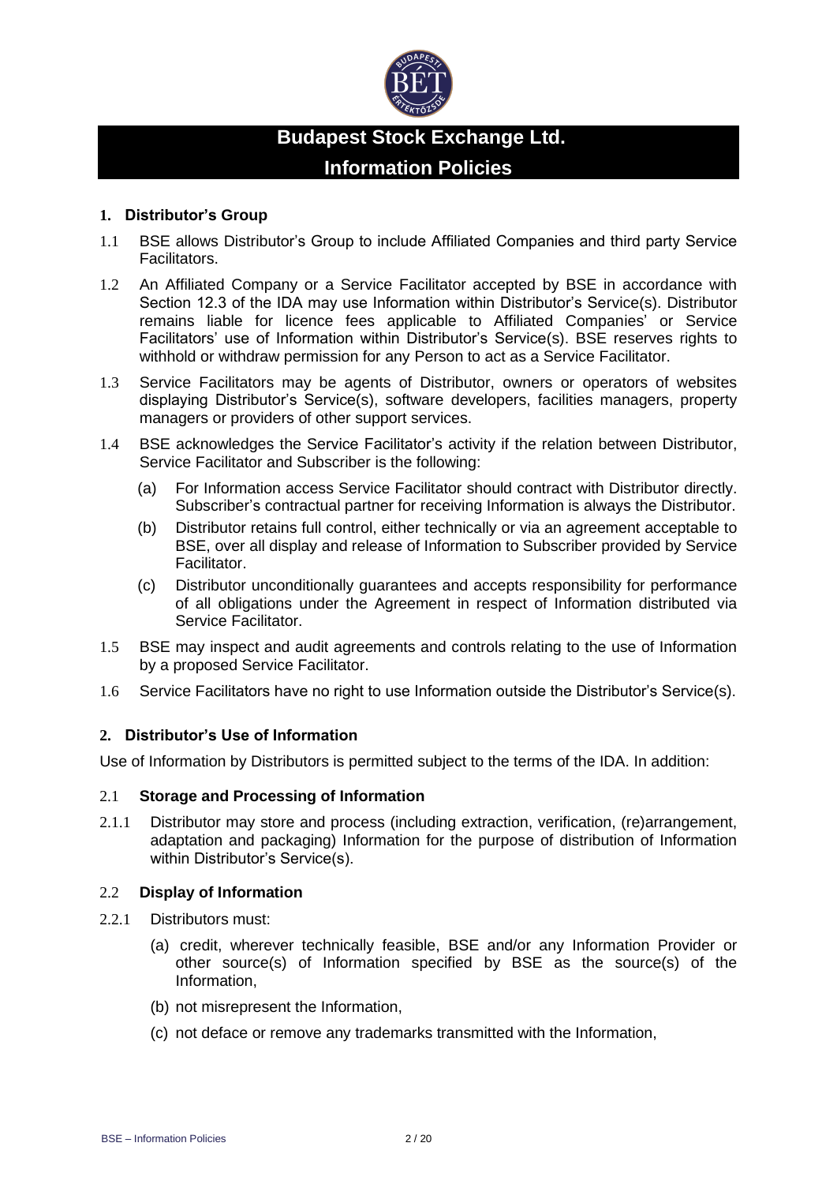# Budapest Stock Exchange Ltd.

# Information Policies

## 1. Distributor's Group

1.1 BSE allows Distributor's Group to include Affiliated Companies and third party Service Facilitators.

1.2 An Affiliated Company or a Service Facilitator accepted by BSE in accordance with Section 12.3 of the IDA may use Information within Distributor's Service(s). Distributor remains liable for licence fees applicable to Affiliated Companies' or Service Facilitators' use of Information within Distributor's Service(s). BSE reserves rights to withhold or withdraw permission for any Person to act as a Service Facilitator.

1.3 Service Facilitators may be agents of Distributor, owners or operators of websites displaying Distributor's Service(s), software developers, facilities managers, property managers or providers of other support services.

1.4 BSE acknowledges the Service Facilitator's activity if the relation between Distributor, Service Facilitator and Subscriber is the following:

- (a) For Information access Service Facilitator should contract with Distributor directly. Subscriber's contractual partner for receiving Information is always the Distributor.
- (b) Distributor retains full control, either technically or via an agreement acceptable to BSE, over all display and release of Information to Subscriber provided by Service Facilitator.
- (c) Distributor unconditionally guarantees and accepts responsibility for performance of all obligations under the Agreement in respect of Information distributed via Service Facilitator.

1.5 BSE may inspect and audit agreements and controls relating to the use of Information by a proposed Service Facilitator.

1.6 Service Facilitators have no right to use Information outside the Distributor's Service(s).

## 2. Distributor's Use of Information

Use of Information by Distributors is permitted subject to the terms of the IDA. In addition:

### 2.1 Storage and Processing of Information

2.1.1 Distributor may store and process (including extraction, verification, (re)arrangement, adaptation and packaging) Information for the purpose of distribution of Information within Distributor's Service(s).

### 2.2 Display of Information

2.2.1 Distributors must:

- (a) credit, wherever technically feasible, BSE and/or any Information Provider or other source(s) of Information specified by BSE as the source(s) of the Information,
- (b) not misrepresent the Information,
- (c) not deface or remove any trademarks transmitted with the Information,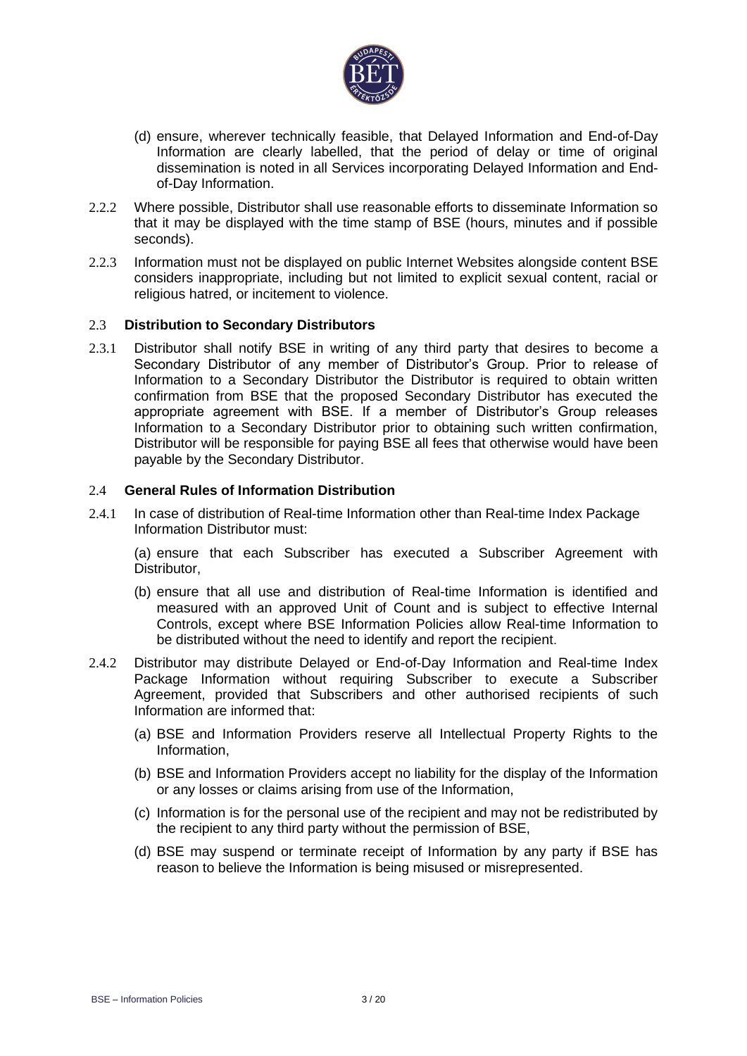(d) ensure, wherever technically feasible, that Delayed Information and End-of-Day Information are clearly labelled, that the period of delay or time of original dissemination is noted in all Services incorporating Delayed Information and End-of-Day Information.

2.2.2 Where possible, Distributor shall use reasonable efforts to disseminate Information so that it may be displayed with the time stamp of BSE (hours, minutes and if possible seconds).

2.2.3 Information must not be displayed on public Internet Websites alongside content BSE considers inappropriate, including but not limited to explicit sexual content, racial or religious hatred, or incitement to violence.

### 2.3 Distribution to Secondary Distributors

2.3.1 Distributor shall notify BSE in writing of any third party that desires to become a Secondary Distributor of any member of Distributor's Group. Prior to release of Information to a Secondary Distributor the Distributor is required to obtain written confirmation from BSE that the proposed Secondary Distributor has executed the appropriate agreement with BSE. If a member of Distributor's Group releases Information to a Secondary Distributor prior to obtaining such written confirmation, Distributor will be responsible for paying BSE all fees that otherwise would have been payable by the Secondary Distributor.

### 2.4 General Rules of Information Distribution

2.4.1 In case of distribution of Real-time Information other than Real-time Index Package Information Distributor must:

(a) ensure that each Subscriber has executed a Subscriber Agreement with Distributor,

(b) ensure that all use and distribution of Real-time Information is identified and measured with an approved Unit of Count and is subject to effective Internal Controls, except where BSE Information Policies allow Real-time Information to be distributed without the need to identify and report the recipient.

2.4.2 Distributor may distribute Delayed or End-of-Day Information and Real-time Index Package Information without requiring Subscriber to execute a Subscriber Agreement, provided that Subscribers and other authorised recipients of such Information are informed that:

(a) BSE and Information Providers reserve all Intellectual Property Rights to the Information,

(b) BSE and Information Providers accept no liability for the display of the Information or any losses or claims arising from use of the Information,

(c) Information is for the personal use of the recipient and may not be redistributed by the recipient to any third party without the permission of BSE,

(d) BSE may suspend or terminate receipt of Information by any party if BSE has reason to believe the Information is being misused or misrepresented.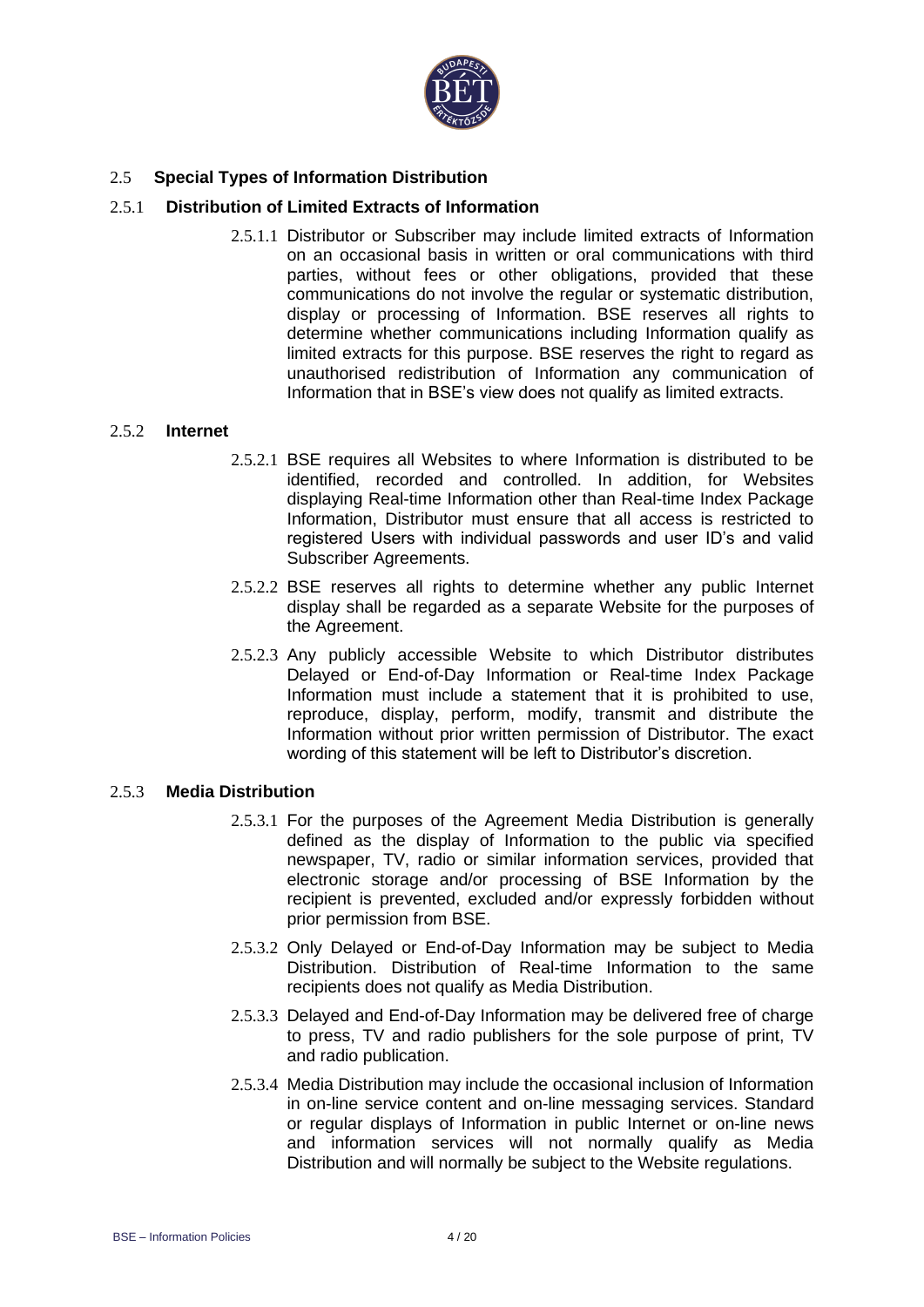## 2.5 Special Types of Information Distribution

### 2.5.1 Distribution of Limited Extracts of Information

2.5.1.1 Distributor or Subscriber may include limited extracts of Information on an occasional basis in written or oral communications with third parties, without fees or other obligations, provided that these communications do not involve the regular or systematic distribution, display or processing of Information. BSE reserves all rights to determine whether communications including Information qualify as limited extracts for this purpose. BSE reserves the right to regard as unauthorised redistribution of Information any communication of Information that in BSE's view does not qualify as limited extracts.

### 2.5.2 Internet

2.5.2.1 BSE requires all Websites to where Information is distributed to be identified, recorded and controlled. In addition, for Websites displaying Real-time Information other than Real-time Index Package Information, Distributor must ensure that all access is restricted to registered Users with individual passwords and user ID's and valid Subscriber Agreements.

2.5.2.2 BSE reserves all rights to determine whether any public Internet display shall be regarded as a separate Website for the purposes of the Agreement.

2.5.2.3 Any publicly accessible Website to which Distributor distributes Delayed or End-of-Day Information or Real-time Index Package Information must include a statement that it is prohibited to use, reproduce, display, perform, modify, transmit and distribute the Information without prior written permission of Distributor. The exact wording of this statement will be left to Distributor's discretion.

### 2.5.3 Media Distribution

2.5.3.1 For the purposes of the Agreement Media Distribution is generally defined as the display of Information to the public via specified newspaper, TV, radio or similar information services, provided that electronic storage and/or processing of BSE Information by the recipient is prevented, excluded and/or expressly forbidden without prior permission from BSE.

2.5.3.2 Only Delayed or End-of-Day Information may be subject to Media Distribution. Distribution of Real-time Information to the same recipients does not qualify as Media Distribution.

2.5.3.3 Delayed and End-of-Day Information may be delivered free of charge to press, TV and radio publishers for the sole purpose of print, TV and radio publication.

2.5.3.4 Media Distribution may include the occasional inclusion of Information in on-line service content and on-line messaging services. Standard or regular displays of Information in public Internet or on-line news and information services will not normally qualify as Media Distribution and will normally be subject to the Website regulations.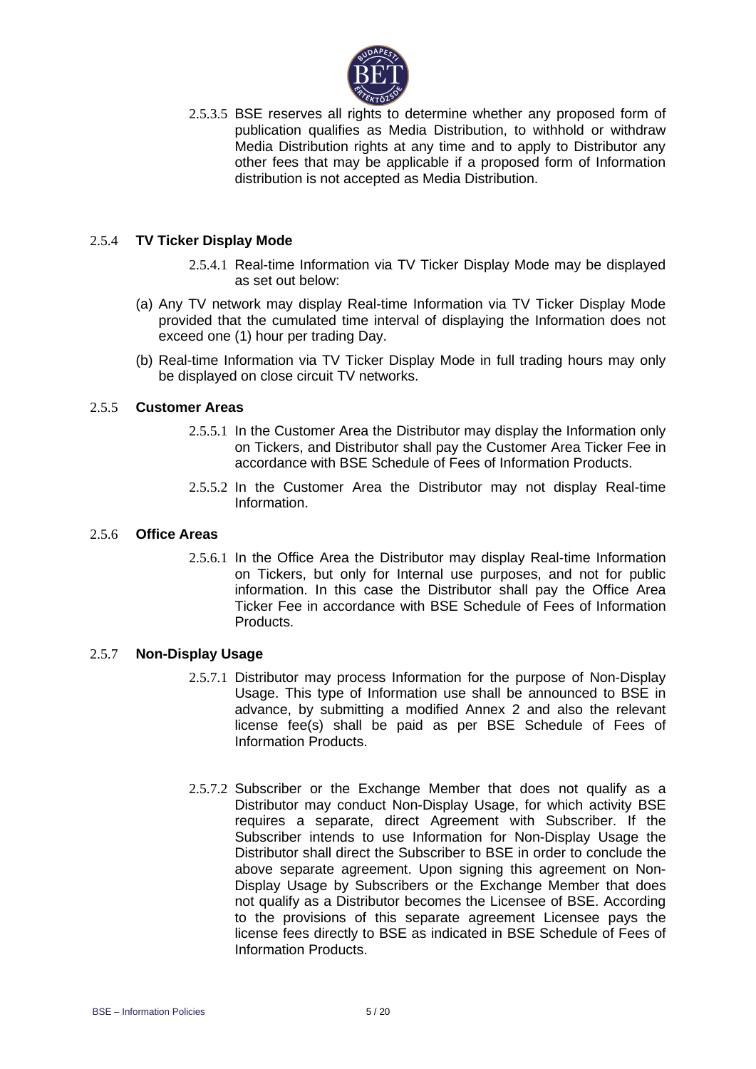2.5.3.5 BSE reserves all rights to determine whether any proposed form of publication qualifies as Media Distribution, to withhold or withdraw Media Distribution rights at any time and to apply to Distributor any other fees that may be applicable if a proposed form of Information distribution is not accepted as Media Distribution.

### 2.5.4 **TV Ticker Display Mode**

2.5.4.1 Real-time Information via TV Ticker Display Mode may be displayed as set out below:

(a) Any TV network may display Real-time Information via TV Ticker Display Mode provided that the cumulated time interval of displaying the Information does not exceed one (1) hour per trading Day.

(b) Real-time Information via TV Ticker Display Mode in full trading hours may only be displayed on close circuit TV networks.

### 2.5.5 **Customer Areas**

2.5.5.1 In the Customer Area the Distributor may display the Information only on Tickers, and Distributor shall pay the Customer Area Ticker Fee in accordance with BSE Schedule of Fees of Information Products.

2.5.5.2 In the Customer Area the Distributor may not display Real-time Information.

### 2.5.6 **Office Areas**

2.5.6.1 In the Office Area the Distributor may display Real-time Information on Tickers, but only for Internal use purposes, and not for public information. In this case the Distributor shall pay the Office Area Ticker Fee in accordance with BSE Schedule of Fees of Information Products.

### 2.5.7 **Non-Display Usage**

2.5.7.1 Distributor may process Information for the purpose of Non-Display Usage. This type of Information use shall be announced to BSE in advance, by submitting a modified Annex 2 and also the relevant license fee(s) shall be paid as per BSE Schedule of Fees of Information Products.

2.5.7.2 Subscriber or the Exchange Member that does not qualify as a Distributor may conduct Non-Display Usage, for which activity BSE requires a separate, direct Agreement with Subscriber. If the Subscriber intends to use Information for Non-Display Usage the Distributor shall direct the Subscriber to BSE in order to conclude the above separate agreement. Upon signing this agreement on Non-Display Usage by Subscribers or the Exchange Member that does not qualify as a Distributor becomes the Licensee of BSE. According to the provisions of this separate agreement Licensee pays the license fees directly to BSE as indicated in BSE Schedule of Fees of Information Products.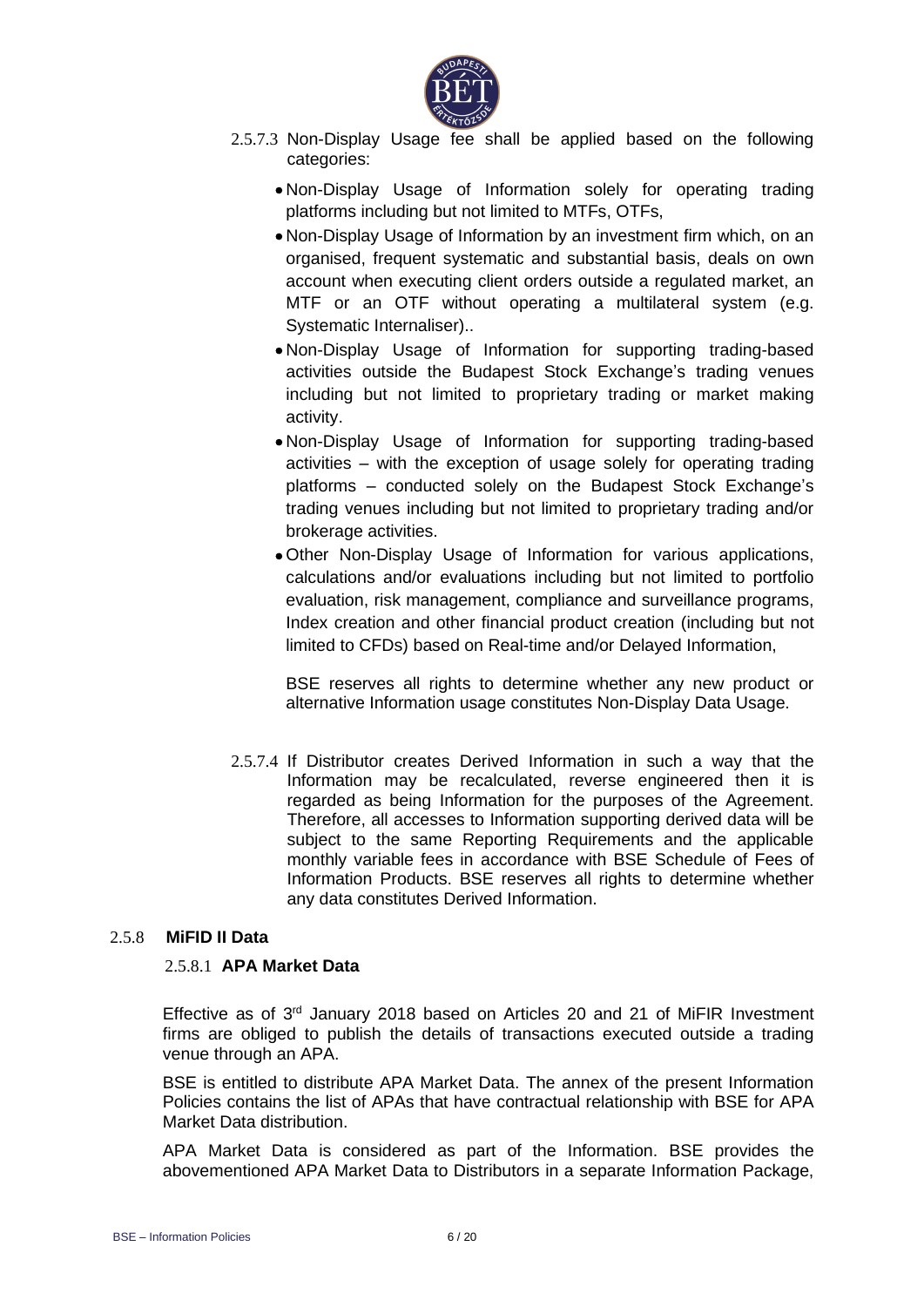2.5.7.3 Non-Display Usage fee shall be applied based on the following categories:

- Non-Display Usage of Information solely for operating trading platforms including but not limited to MTFs, OTFs,
- Non-Display Usage of Information by an investment firm which, on an organised, frequent systematic and substantial basis, deals on own account when executing client orders outside a regulated market, an MTF or an OTF without operating a multilateral system (e.g. Systematic Internaliser)..
- Non-Display Usage of Information for supporting trading-based activities outside the Budapest Stock Exchange's trading venues including but not limited to proprietary trading or market making activity.
- Non-Display Usage of Information for supporting trading-based activities – with the exception of usage solely for operating trading platforms – conducted solely on the Budapest Stock Exchange's trading venues including but not limited to proprietary trading and/or brokerage activities.
- Other Non-Display Usage of Information for various applications, calculations and/or evaluations including but not limited to portfolio evaluation, risk management, compliance and surveillance programs, Index creation and other financial product creation (including but not limited to CFDs) based on Real-time and/or Delayed Information,

BSE reserves all rights to determine whether any new product or alternative Information usage constitutes Non-Display Data Usage.

2.5.7.4 If Distributor creates Derived Information in such a way that the Information may be recalculated, reverse engineered then it is regarded as being Information for the purposes of the Agreement. Therefore, all accesses to Information supporting derived data will be subject to the same Reporting Requirements and the applicable monthly variable fees in accordance with BSE Schedule of Fees of Information Products. BSE reserves all rights to determine whether any data constitutes Derived Information.

### 2.5.8 MiFID II Data

#### 2.5.8.1 APA Market Data

Effective as of 3rd January 2018 based on Articles 20 and 21 of MiFIR Investment firms are obliged to publish the details of transactions executed outside a trading venue through an APA.

BSE is entitled to distribute APA Market Data. The annex of the present Information Policies contains the list of APAs that have contractual relationship with BSE for APA Market Data distribution.

APA Market Data is considered as part of the Information. BSE provides the abovementioned APA Market Data to Distributors in a separate Information Package,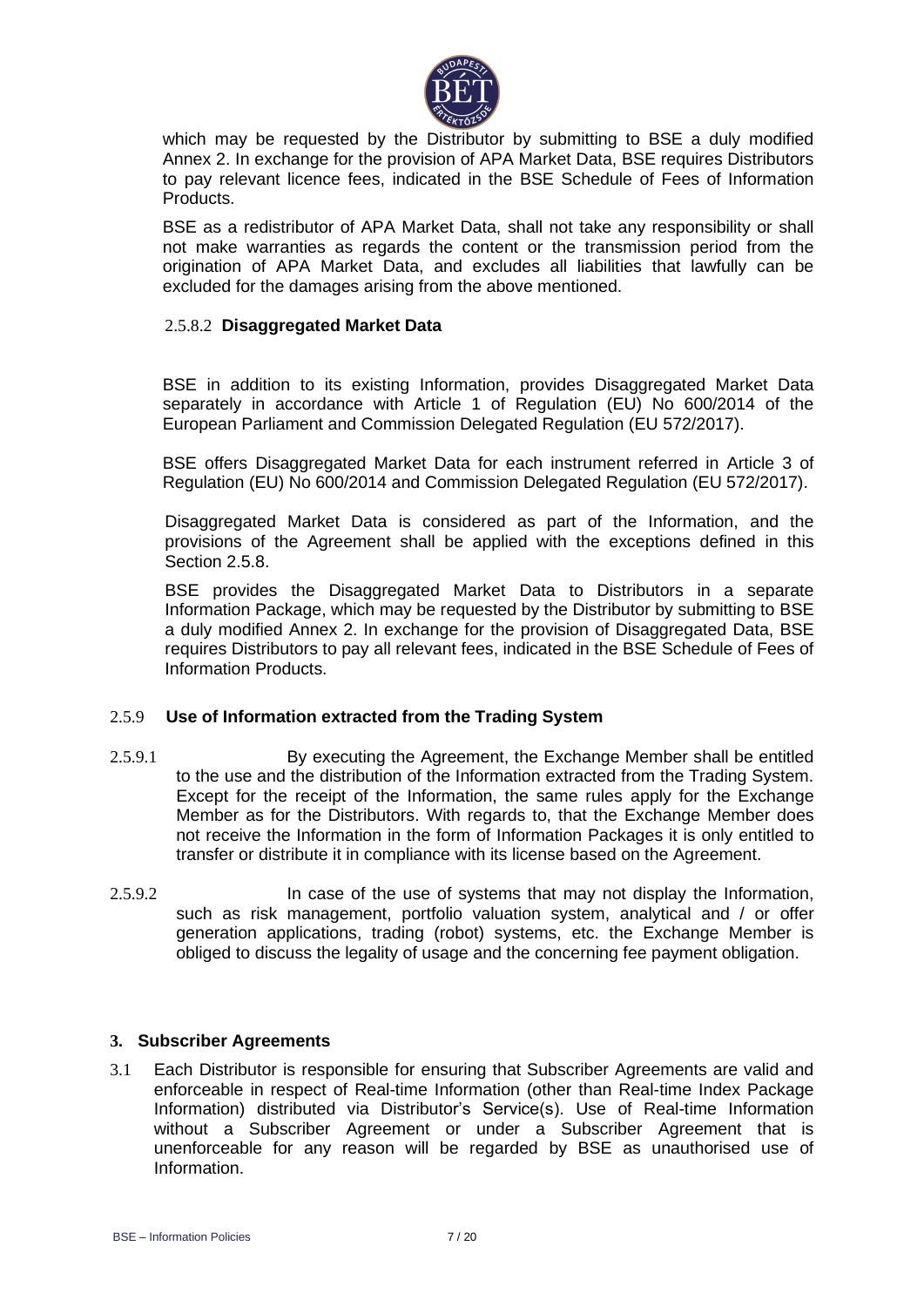which may be requested by the Distributor by submitting to BSE a duly modified Annex 2. In exchange for the provision of APA Market Data, BSE requires Distributors to pay relevant licence fees, indicated in the BSE Schedule of Fees of Information Products.

BSE as a redistributor of APA Market Data, shall not take any responsibility or shall not make warranties as regards the content or the transmission period from the origination of APA Market Data, and excludes all liabilities that lawfully can be excluded for the damages arising from the above mentioned.

#### 2.5.8.2 Disaggregated Market Data

BSE in addition to its existing Information, provides Disaggregated Market Data separately in accordance with Article 1 of Regulation (EU) No 600/2014 of the European Parliament and Commission Delegated Regulation (EU 572/2017).

BSE offers Disaggregated Market Data for each instrument referred in Article 3 of Regulation (EU) No 600/2014 and Commission Delegated Regulation (EU 572/2017).

Disaggregated Market Data is considered as part of the Information, and the provisions of the Agreement shall be applied with the exceptions defined in this Section 2.5.8.

BSE provides the Disaggregated Market Data to Distributors in a separate Information Package, which may be requested by the Distributor by submitting to BSE a duly modified Annex 2. In exchange for the provision of Disaggregated Data, BSE requires Distributors to pay all relevant fees, indicated in the BSE Schedule of Fees of Information Products.

### 2.5.9 Use of Information extracted from the Trading System

2.5.9.1 By executing the Agreement, the Exchange Member shall be entitled to the use and the distribution of the Information extracted from the Trading System. Except for the receipt of the Information, the same rules apply for the Exchange Member as for the Distributors. With regards to, that the Exchange Member does not receive the Information in the form of Information Packages it is only entitled to transfer or distribute it in compliance with its license based on the Agreement.

2.5.9.2 In case of the use of systems that may not display the Information, such as risk management, portfolio valuation system, analytical and / or offer generation applications, trading (robot) systems, etc. the Exchange Member is obliged to discuss the legality of usage and the concerning fee payment obligation.

## 3. Subscriber Agreements

3.1 Each Distributor is responsible for ensuring that Subscriber Agreements are valid and enforceable in respect of Real-time Information (other than Real-time Index Package Information) distributed via Distributor's Service(s). Use of Real-time Information without a Subscriber Agreement or under a Subscriber Agreement that is unenforceable for any reason will be regarded by BSE as unauthorised use of Information.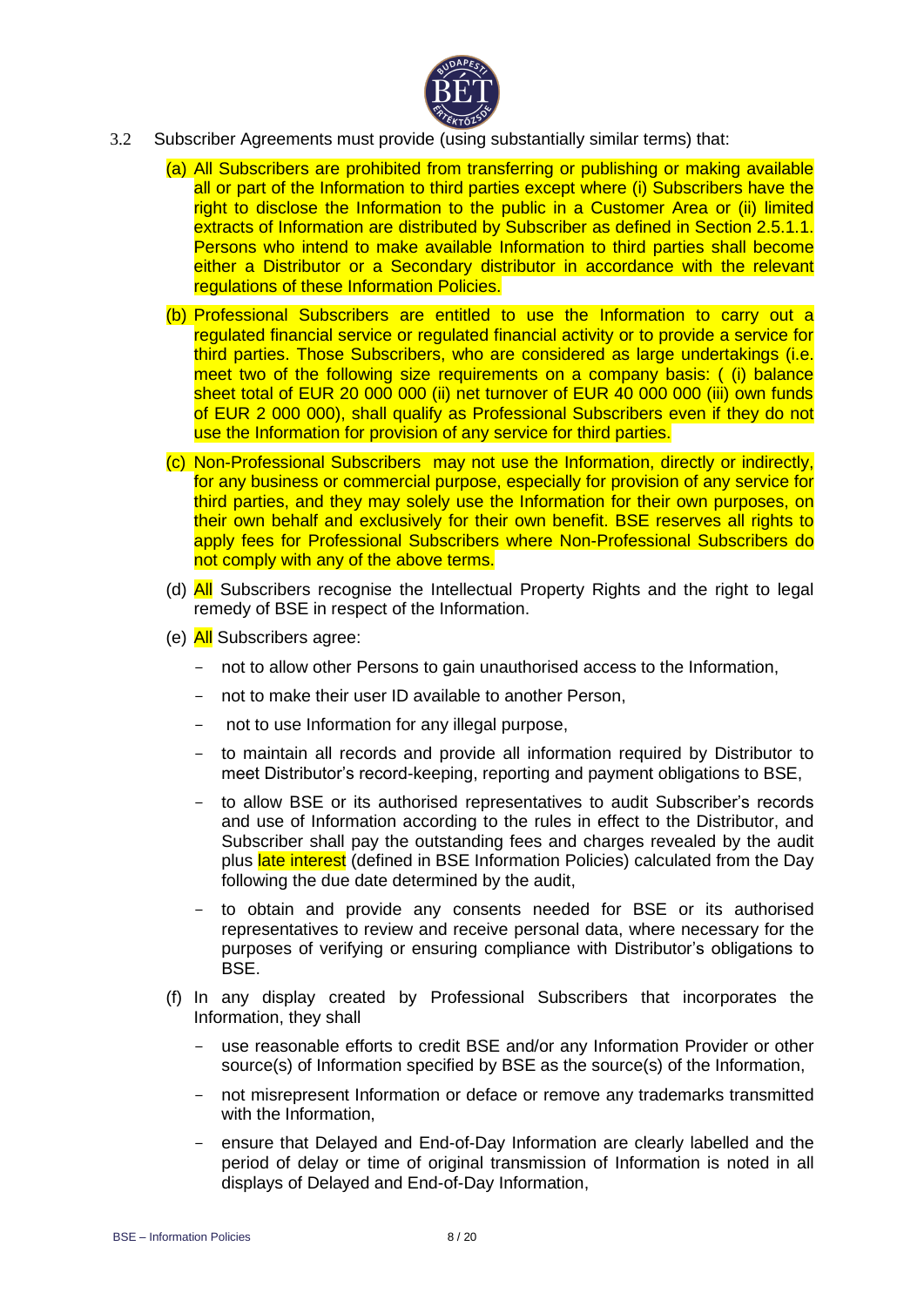3.2 Subscriber Agreements must provide (using substantially similar terms) that:

(a) All Subscribers are prohibited from transferring or publishing or making available all or part of the Information to third parties except where (i) Subscribers have the right to disclose the Information to the public in a Customer Area or (ii) limited extracts of Information are distributed by Subscriber as defined in Section 2.5.1.1. Persons who intend to make available Information to third parties shall become either a Distributor or a Secondary distributor in accordance with the relevant regulations of these Information Policies.

(b) Professional Subscribers are entitled to use the Information to carry out a regulated financial service or regulated financial activity or to provide a service for third parties. Those Subscribers, who are considered as large undertakings (i.e. meet two of the following size requirements on a company basis: ( (i) balance sheet total of EUR 20 000 000 (ii) net turnover of EUR 40 000 000 (iii) own funds of EUR 2 000 000), shall qualify as Professional Subscribers even if they do not use the Information for provision of any service for third parties.

(c) Non-Professional Subscribers may not use the Information, directly or indirectly, for any business or commercial purpose, especially for provision of any service for third parties, and they may solely use the Information for their own purposes, on their own behalf and exclusively for their own benefit. BSE reserves all rights to apply fees for Professional Subscribers where Non-Professional Subscribers do not comply with any of the above terms.

(d) All Subscribers recognise the Intellectual Property Rights and the right to legal remedy of BSE in respect of the Information.

(e) All Subscribers agree:

- not to allow other Persons to gain unauthorised access to the Information,
- not to make their user ID available to another Person,
- not to use Information for any illegal purpose,
- to maintain all records and provide all information required by Distributor to meet Distributor's record-keeping, reporting and payment obligations to BSE,
- to allow BSE or its authorised representatives to audit Subscriber's records and use of Information according to the rules in effect to the Distributor, and Subscriber shall pay the outstanding fees and charges revealed by the audit plus late interest (defined in BSE Information Policies) calculated from the Day following the due date determined by the audit,
- to obtain and provide any consents needed for BSE or its authorised representatives to review and receive personal data, where necessary for the purposes of verifying or ensuring compliance with Distributor's obligations to BSE.

(f) In any display created by Professional Subscribers that incorporates the Information, they shall

- use reasonable efforts to credit BSE and/or any Information Provider or other source(s) of Information specified by BSE as the source(s) of the Information,
- not misrepresent Information or deface or remove any trademarks transmitted with the Information,
- ensure that Delayed and End-of-Day Information are clearly labelled and the period of delay or time of original transmission of Information is noted in all displays of Delayed and End-of-Day Information,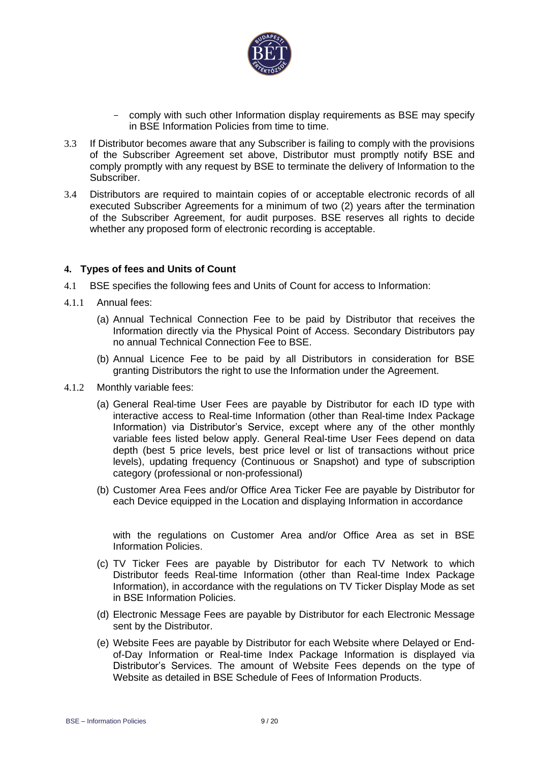- comply with such other Information display requirements as BSE may specify in BSE Information Policies from time to time.

3.3 If Distributor becomes aware that any Subscriber is failing to comply with the provisions of the Subscriber Agreement set above, Distributor must promptly notify BSE and comply promptly with any request by BSE to terminate the delivery of Information to the Subscriber.

3.4 Distributors are required to maintain copies of or acceptable electronic records of all executed Subscriber Agreements for a minimum of two (2) years after the termination of the Subscriber Agreement, for audit purposes. BSE reserves all rights to decide whether any proposed form of electronic recording is acceptable.

#### 4. Types of fees and Units of Count

4.1 BSE specifies the following fees and Units of Count for access to Information:

4.1.1 Annual fees:

(a) Annual Technical Connection Fee to be paid by Distributor that receives the Information directly via the Physical Point of Access. Secondary Distributors pay no annual Technical Connection Fee to BSE.

(b) Annual Licence Fee to be paid by all Distributors in consideration for BSE granting Distributors the right to use the Information under the Agreement.

4.1.2 Monthly variable fees:

(a) General Real-time User Fees are payable by Distributor for each ID type with interactive access to Real-time Information (other than Real-time Index Package Information) via Distributor's Service, except where any of the other monthly variable fees listed below apply. General Real-time User Fees depend on data depth (best 5 price levels, best price level or list of transactions without price levels), updating frequency (Continuous or Snapshot) and type of subscription category (professional or non-professional)

(b) Customer Area Fees and/or Office Area Ticker Fee are payable by Distributor for each Device equipped in the Location and displaying Information in accordance with the regulations on Customer Area and/or Office Area as set in BSE Information Policies.

(c) TV Ticker Fees are payable by Distributor for each TV Network to which Distributor feeds Real-time Information (other than Real-time Index Package Information), in accordance with the regulations on TV Ticker Display Mode as set in BSE Information Policies.

(d) Electronic Message Fees are payable by Distributor for each Electronic Message sent by the Distributor.

(e) Website Fees are payable by Distributor for each Website where Delayed or End-of-Day Information or Real-time Index Package Information is displayed via Distributor's Services. The amount of Website Fees depends on the type of Website as detailed in BSE Schedule of Fees of Information Products.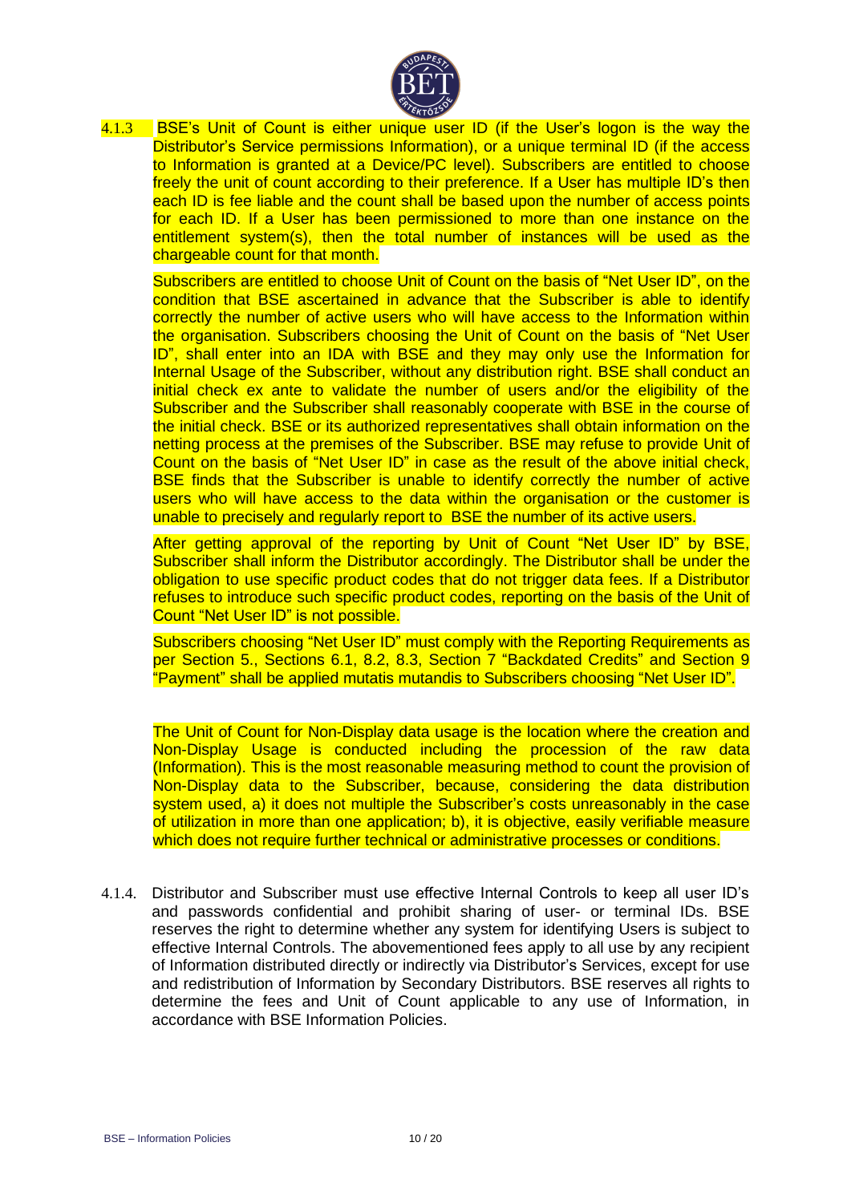4.1.3 BSE's Unit of Count is either unique user ID (if the User's logon is the way the Distributor's Service permissions Information), or a unique terminal ID (if the access to Information is granted at a Device/PC level). Subscribers are entitled to choose freely the unit of count according to their preference. If a User has multiple ID's then each ID is fee liable and the count shall be based upon the number of access points for each ID. If a User has been permissioned to more than one instance on the entitlement system(s), then the total number of instances will be used as the chargeable count for that month.

Subscribers are entitled to choose Unit of Count on the basis of "Net User ID", on the condition that BSE ascertained in advance that the Subscriber is able to identify correctly the number of active users who will have access to the Information within the organisation. Subscribers choosing the Unit of Count on the basis of "Net User ID", shall enter into an IDA with BSE and they may only use the Information for Internal Usage of the Subscriber, without any distribution right. BSE shall conduct an initial check ex ante to validate the number of users and/or the eligibility of the Subscriber and the Subscriber shall reasonably cooperate with BSE in the course of the initial check. BSE or its authorized representatives shall obtain information on the netting process at the premises of the Subscriber. BSE may refuse to provide Unit of Count on the basis of "Net User ID" in case as the result of the above initial check, BSE finds that the Subscriber is unable to identify correctly the number of active users who will have access to the data within the organisation or the customer is unable to precisely and regularly report to BSE the number of its active users.

After getting approval of the reporting by Unit of Count "Net User ID" by BSE, Subscriber shall inform the Distributor accordingly. The Distributor shall be under the obligation to use specific product codes that do not trigger data fees. If a Distributor refuses to introduce such specific product codes, reporting on the basis of the Unit of Count "Net User ID" is not possible.

Subscribers choosing "Net User ID" must comply with the Reporting Requirements as per Section 5., Sections 6.1, 8.2, 8.3, Section 7 "Backdated Credits" and Section 9 "Payment" shall be applied mutatis mutandis to Subscribers choosing "Net User ID".

The Unit of Count for Non-Display data usage is the location where the creation and Non-Display Usage is conducted including the procession of the raw data (Information). This is the most reasonable measuring method to count the provision of Non-Display data to the Subscriber, because, considering the data distribution system used, a) it does not multiple the Subscriber's costs unreasonably in the case of utilization in more than one application; b), it is objective, easily verifiable measure which does not require further technical or administrative processes or conditions.

4.1.4. Distributor and Subscriber must use effective Internal Controls to keep all user ID's and passwords confidential and prohibit sharing of user- or terminal IDs. BSE reserves the right to determine whether any system for identifying Users is subject to effective Internal Controls. The abovementioned fees apply to all use by any recipient of Information distributed directly or indirectly via Distributor's Services, except for use and redistribution of Information by Secondary Distributors. BSE reserves all rights to determine the fees and Unit of Count applicable to any use of Information, in accordance with BSE Information Policies.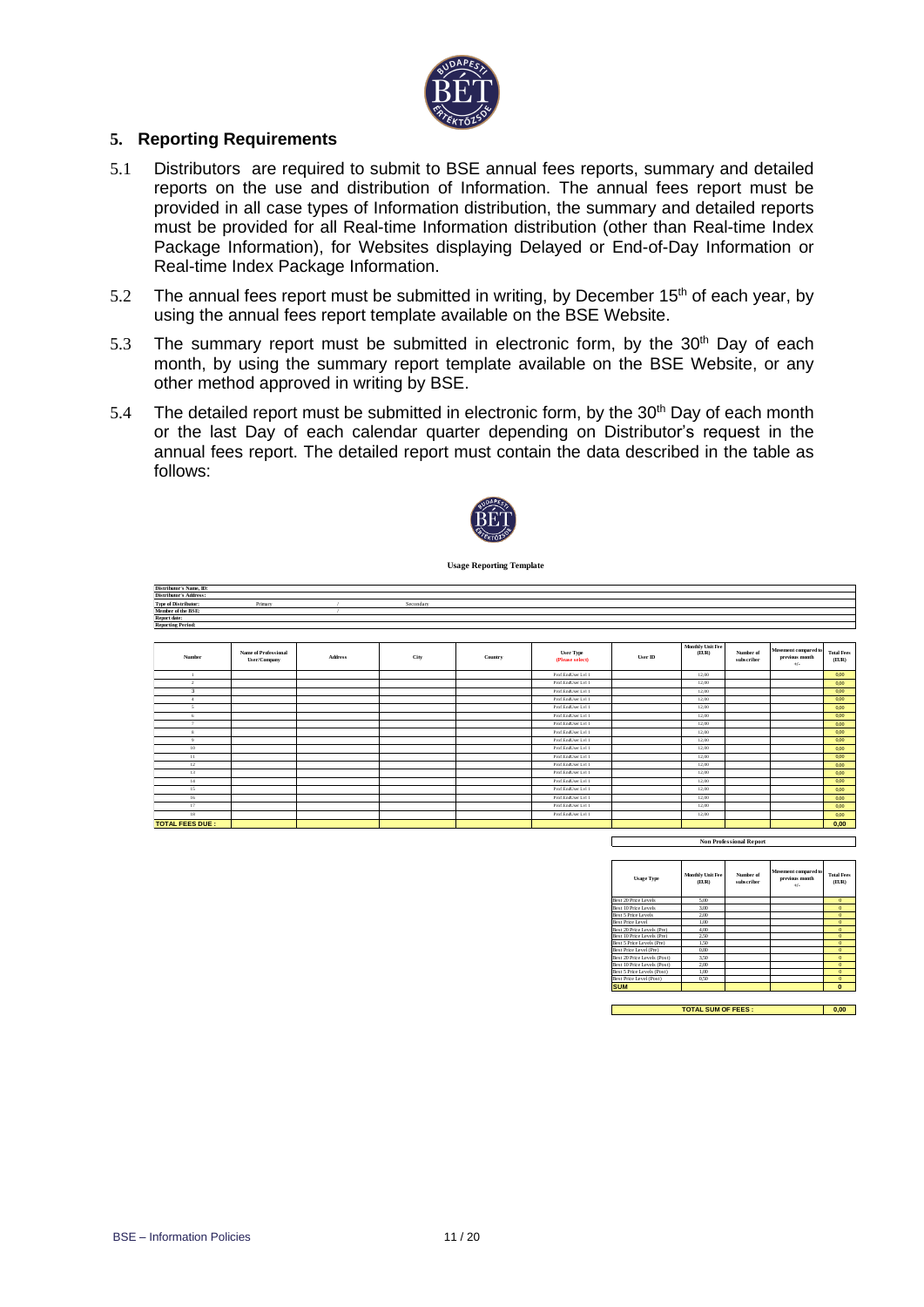## 5. Reporting Requirements

5.1 Distributors are required to submit to BSE annual fees reports, summary and detailed reports on the use and distribution of Information. The annual fees report must be provided in all case types of Information distribution, the summary and detailed reports must be provided for all Real-time Information distribution (other than Real-time Index Package Information), for Websites displaying Delayed or End-of-Day Information or Real-time Index Package Information.

5.2 The annual fees report must be submitted in writing, by December 15th of each year, by using the annual fees report template available on the BSE Website.

5.3 The summary report must be submitted in electronic form, by the 30th Day of each month, by using the summary report template available on the BSE Website, or any other method approved in writing by BSE.

5.4 The detailed report must be submitted in electronic form, by the 30th Day of each month or the last Day of each calendar quarter depending on Distributor's request in the annual fees report. The detailed report must contain the data described in the table as follows:

**Usage Reporting Template**

Distributor's Name, ID:
Distributor's Address:
Type of Distributor: Primary / Secondary
Member of the BSE: /
Report date:
Reporting Period:

| Number | Name of Professional User/Company | Address | City | Country | User Type (Please select) | User ID | Monthly Unit Fee (EUR) | Number of subscriber | Movement compared to previous month +/- | Total Fees (EUR) |
|---|---|---|---|---|---|---|---|---|---|---|
| 1 | | | | | Prof.EndUser Lvl 1 | | 12,00 | | | 0,00 |
| 2 | | | | | Prof.EndUser Lvl 1 | | 12,00 | | | 0,00 |
| 3 | | | | | Prof.EndUser Lvl 1 | | 12,00 | | | 0,00 |
| 4 | | | | | Prof.EndUser Lvl 1 | | 12,00 | | | 0,00 |
| 5 | | | | | Prof.EndUser Lvl 1 | | 12,00 | | | 0,00 |
| 6 | | | | | Prof.EndUser Lvl 1 | | 12,00 | | | 0,00 |
| 7 | | | | | Prof.EndUser Lvl 1 | | 12,00 | | | 0,00 |
| 8 | | | | | Prof.EndUser Lvl 1 | | 12,00 | | | 0,00 |
| 9 | | | | | Prof.EndUser Lvl 1 | | 12,00 | | | 0,00 |
| 10 | | | | | Prof.EndUser Lvl 1 | | 12,00 | | | 0,00 |
| 11 | | | | | Prof.EndUser Lvl 1 | | 12,00 | | | 0,00 |
| 12 | | | | | Prof.EndUser Lvl 1 | | 12,00 | | | 0,00 |
| 13 | | | | | Prof.EndUser Lvl 1 | | 12,00 | | | 0,00 |
| 14 | | | | | Prof.EndUser Lvl 1 | | 12,00 | | | 0,00 |
| 15 | | | | | Prof.EndUser Lvl 1 | | 12,00 | | | 0,00 |
| 16 | | | | | Prof.EndUser Lvl 1 | | 12,00 | | | 0,00 |
| 17 | | | | | Prof.EndUser Lvl 1 | | 12,00 | | | 0,00 |
| 18 | | | | | Prof.EndUser Lvl 1 | | 12,00 | | | 0,00 |
| **TOTAL FEES DUE :** | | | | | | | | | | **0,00** |

**Non Professional Report**

| Usage Type | Monthly Unit Fee (EUR) | Number of subscriber | Movement compared to previous month +/- | Total Fees (EUR) |
|---|---|---|---|---|
| Best 20 Price Levels | 5,00 | | | 0 |
| Best 10 Price Levels | 3,00 | | | 0 |
| Best 5 Price Levels | 2,00 | | | 0 |
| Best Price Level | 1,00 | | | 0 |
| Best 20 Price Levels (Pre) | 4,00 | | | 0 |
| Best 10 Price Levels (Pre) | 2,50 | | | 0 |
| Best 5 Price Levels (Pre) | 1,50 | | | 0 |
| Best Price Level (Pre) | 0,80 | | | 0 |
| Best 20 Price Levels (Post) | 3,50 | | | 0 |
| Best 10 Price Levels (Post) | 2,00 | | | 0 |
| Best 5 Price Levels (Post) | 1,00 | | | 0 |
| Best Price Level (Post) | 0,50 | | | 0 |
| **SUM** | | | | **0** |

| **TOTAL SUM OF FEES :** | **0,00** |
|---|---|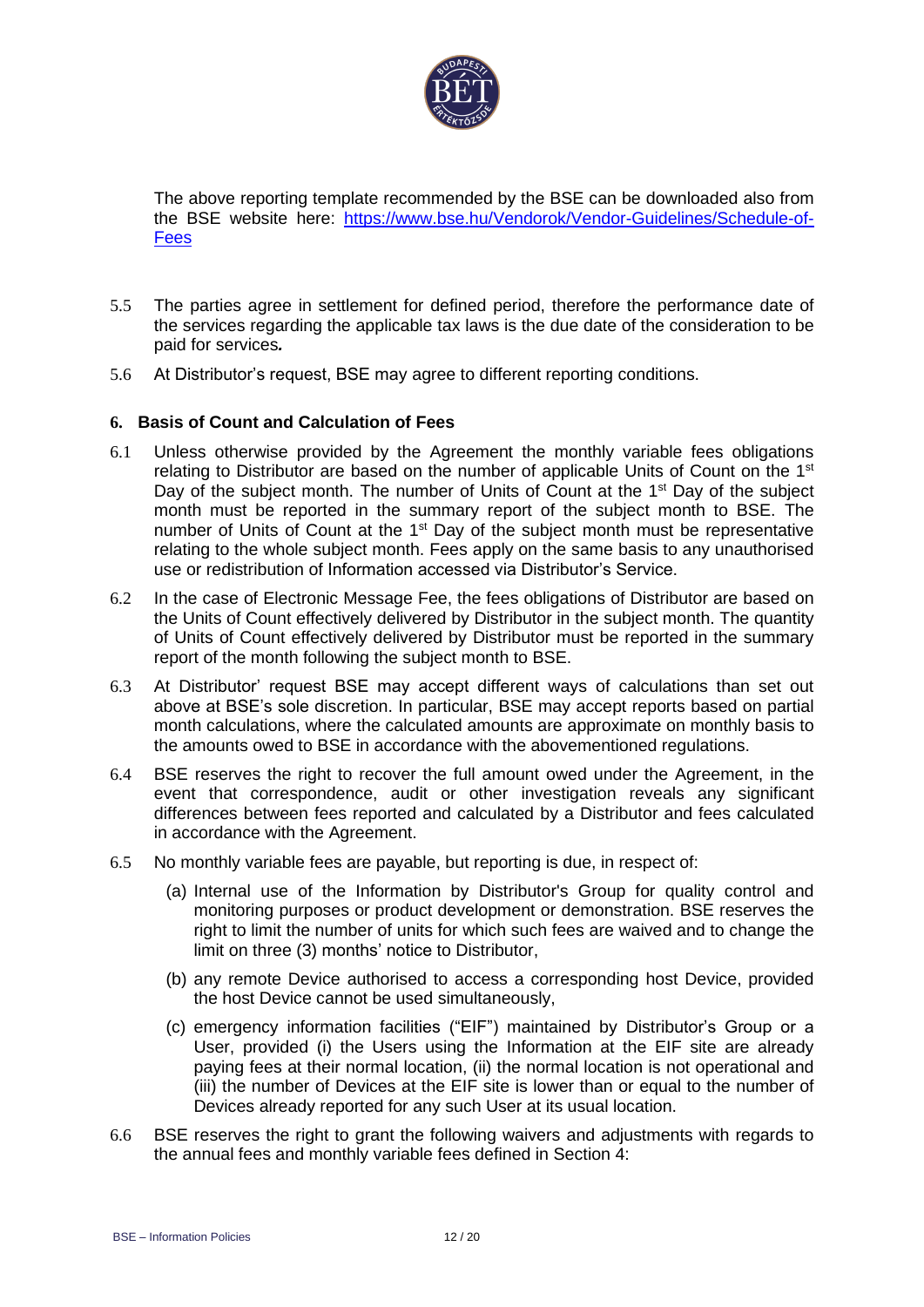The above reporting template recommended by the BSE can be downloaded also from the BSE website here: [https://www.bse.hu/Vendorok/Vendor-Guidelines/Schedule-of-Fees](https://www.bse.hu/Vendorok/Vendor-Guidelines/Schedule-of-Fees)

5.5 The parties agree in settlement for defined period, therefore the performance date of the services regarding the applicable tax laws is the due date of the consideration to be paid for services*.*

5.6 At Distributor's request, BSE may agree to different reporting conditions.

## 6. Basis of Count and Calculation of Fees

6.1 Unless otherwise provided by the Agreement the monthly variable fees obligations relating to Distributor are based on the number of applicable Units of Count on the 1st Day of the subject month. The number of Units of Count at the 1st Day of the subject month must be reported in the summary report of the subject month to BSE. The number of Units of Count at the 1st Day of the subject month must be representative relating to the whole subject month. Fees apply on the same basis to any unauthorised use or redistribution of Information accessed via Distributor's Service.

6.2 In the case of Electronic Message Fee, the fees obligations of Distributor are based on the Units of Count effectively delivered by Distributor in the subject month. The quantity of Units of Count effectively delivered by Distributor must be reported in the summary report of the month following the subject month to BSE.

6.3 At Distributor' request BSE may accept different ways of calculations than set out above at BSE's sole discretion. In particular, BSE may accept reports based on partial month calculations, where the calculated amounts are approximate on monthly basis to the amounts owed to BSE in accordance with the abovementioned regulations.

6.4 BSE reserves the right to recover the full amount owed under the Agreement, in the event that correspondence, audit or other investigation reveals any significant differences between fees reported and calculated by a Distributor and fees calculated in accordance with the Agreement.

6.5 No monthly variable fees are payable, but reporting is due, in respect of:

(a) Internal use of the Information by Distributor's Group for quality control and monitoring purposes or product development or demonstration. BSE reserves the right to limit the number of units for which such fees are waived and to change the limit on three (3) months' notice to Distributor,

(b) any remote Device authorised to access a corresponding host Device, provided the host Device cannot be used simultaneously,

(c) emergency information facilities ("EIF") maintained by Distributor's Group or a User, provided (i) the Users using the Information at the EIF site are already paying fees at their normal location, (ii) the normal location is not operational and (iii) the number of Devices at the EIF site is lower than or equal to the number of Devices already reported for any such User at its usual location.

6.6 BSE reserves the right to grant the following waivers and adjustments with regards to the annual fees and monthly variable fees defined in Section 4: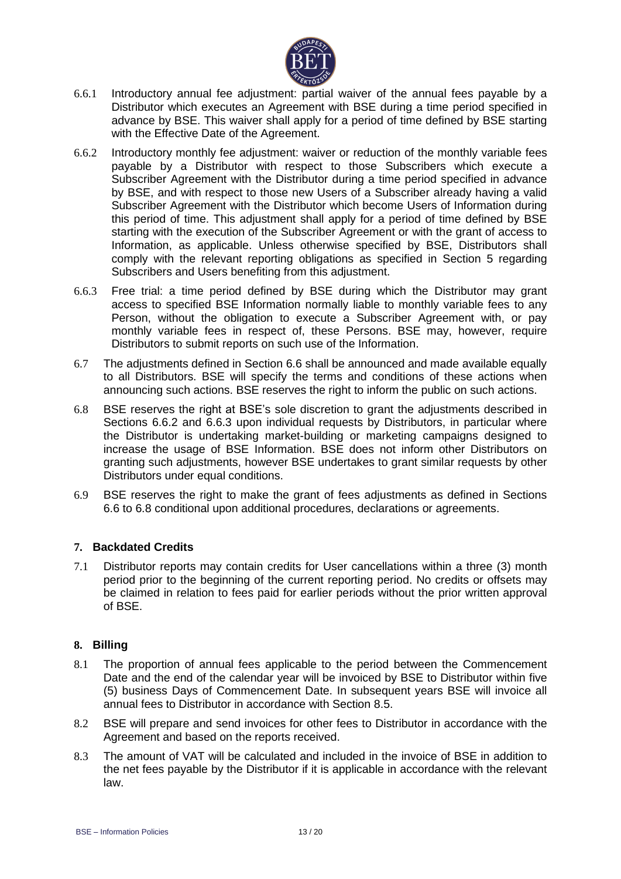6.6.1 Introductory annual fee adjustment: partial waiver of the annual fees payable by a Distributor which executes an Agreement with BSE during a time period specified in advance by BSE. This waiver shall apply for a period of time defined by BSE starting with the Effective Date of the Agreement.

6.6.2 Introductory monthly fee adjustment: waiver or reduction of the monthly variable fees payable by a Distributor with respect to those Subscribers which execute a Subscriber Agreement with the Distributor during a time period specified in advance by BSE, and with respect to those new Users of a Subscriber already having a valid Subscriber Agreement with the Distributor which become Users of Information during this period of time. This adjustment shall apply for a period of time defined by BSE starting with the execution of the Subscriber Agreement or with the grant of access to Information, as applicable. Unless otherwise specified by BSE, Distributors shall comply with the relevant reporting obligations as specified in Section 5 regarding Subscribers and Users benefiting from this adjustment.

6.6.3 Free trial: a time period defined by BSE during which the Distributor may grant access to specified BSE Information normally liable to monthly variable fees to any Person, without the obligation to execute a Subscriber Agreement with, or pay monthly variable fees in respect of, these Persons. BSE may, however, require Distributors to submit reports on such use of the Information.

6.7 The adjustments defined in Section 6.6 shall be announced and made available equally to all Distributors. BSE will specify the terms and conditions of these actions when announcing such actions. BSE reserves the right to inform the public on such actions.

6.8 BSE reserves the right at BSE's sole discretion to grant the adjustments described in Sections 6.6.2 and 6.6.3 upon individual requests by Distributors, in particular where the Distributor is undertaking market-building or marketing campaigns designed to increase the usage of BSE Information. BSE does not inform other Distributors on granting such adjustments, however BSE undertakes to grant similar requests by other Distributors under equal conditions.

6.9 BSE reserves the right to make the grant of fees adjustments as defined in Sections 6.6 to 6.8 conditional upon additional procedures, declarations or agreements.

## 7. Backdated Credits

7.1 Distributor reports may contain credits for User cancellations within a three (3) month period prior to the beginning of the current reporting period. No credits or offsets may be claimed in relation to fees paid for earlier periods without the prior written approval of BSE.

## 8. Billing

8.1 The proportion of annual fees applicable to the period between the Commencement Date and the end of the calendar year will be invoiced by BSE to Distributor within five (5) business Days of Commencement Date. In subsequent years BSE will invoice all annual fees to Distributor in accordance with Section 8.5.

8.2 BSE will prepare and send invoices for other fees to Distributor in accordance with the Agreement and based on the reports received.

8.3 The amount of VAT will be calculated and included in the invoice of BSE in addition to the net fees payable by the Distributor if it is applicable in accordance with the relevant law.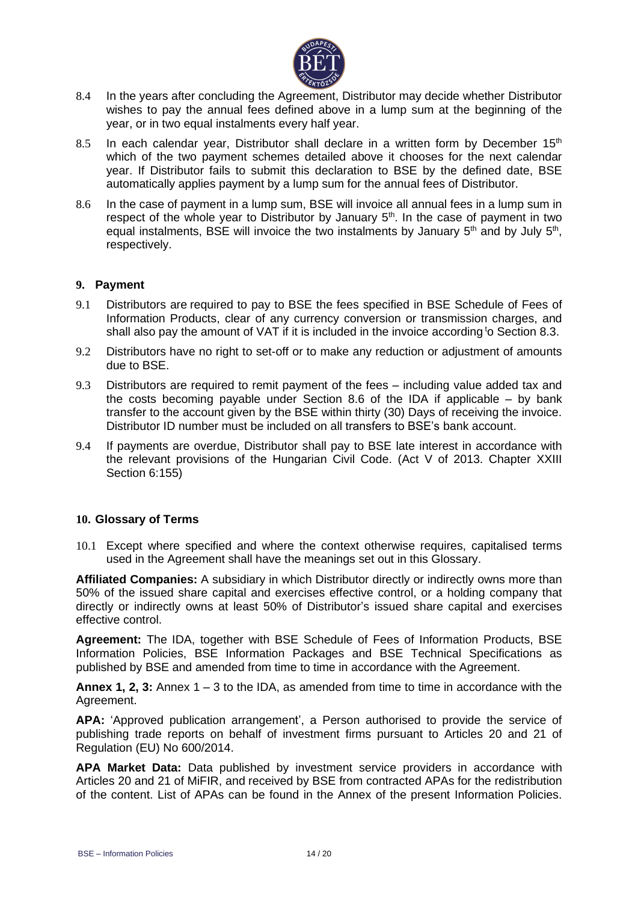8.4 In the years after concluding the Agreement, Distributor may decide whether Distributor wishes to pay the annual fees defined above in a lump sum at the beginning of the year, or in two equal instalments every half year.

8.5 In each calendar year, Distributor shall declare in a written form by December 15th which of the two payment schemes detailed above it chooses for the next calendar year. If Distributor fails to submit this declaration to BSE by the defined date, BSE automatically applies payment by a lump sum for the annual fees of Distributor.

8.6 In the case of payment in a lump sum, BSE will invoice all annual fees in a lump sum in respect of the whole year to Distributor by January 5th. In the case of payment in two equal instalments, BSE will invoice the two instalments by January 5th and by July 5th, respectively.

## 9. Payment

9.1 Distributors are required to pay to BSE the fees specified in BSE Schedule of Fees of Information Products, clear of any currency conversion or transmission charges, and shall also pay the amount of VAT if it is included in the invoice according to Section 8.3.

9.2 Distributors have no right to set-off or to make any reduction or adjustment of amounts due to BSE.

9.3 Distributors are required to remit payment of the fees – including value added tax and the costs becoming payable under Section 8.6 of the IDA if applicable – by bank transfer to the account given by the BSE within thirty (30) Days of receiving the invoice. Distributor ID number must be included on all transfers to BSE's bank account.

9.4 If payments are overdue, Distributor shall pay to BSE late interest in accordance with the relevant provisions of the Hungarian Civil Code. (Act V of 2013. Chapter XXIII Section 6:155)

## 10. Glossary of Terms

10.1 Except where specified and where the context otherwise requires, capitalised terms used in the Agreement shall have the meanings set out in this Glossary.

**Affiliated Companies:** A subsidiary in which Distributor directly or indirectly owns more than 50% of the issued share capital and exercises effective control, or a holding company that directly or indirectly owns at least 50% of Distributor's issued share capital and exercises effective control.

**Agreement:** The IDA, together with BSE Schedule of Fees of Information Products, BSE Information Policies, BSE Information Packages and BSE Technical Specifications as published by BSE and amended from time to time in accordance with the Agreement.

**Annex 1, 2, 3:** Annex 1 – 3 to the IDA, as amended from time to time in accordance with the Agreement.

**APA:** 'Approved publication arrangement', a Person authorised to provide the service of publishing trade reports on behalf of investment firms pursuant to Articles 20 and 21 of Regulation (EU) No 600/2014.

**APA Market Data:** Data published by investment service providers in accordance with Articles 20 and 21 of MiFIR, and received by BSE from contracted APAs for the redistribution of the content. List of APAs can be found in the Annex of the present Information Policies.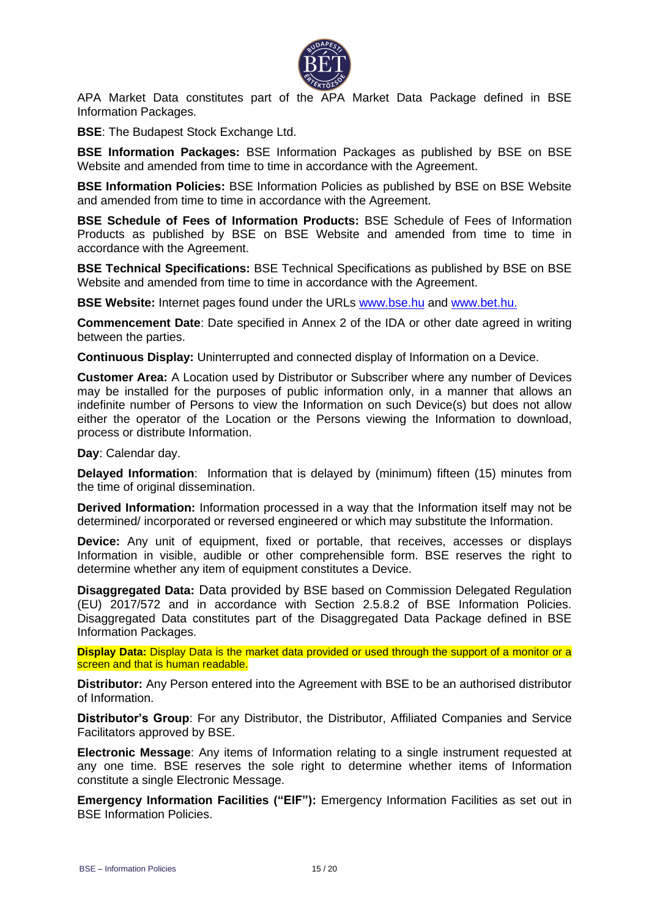APA Market Data constitutes part of the APA Market Data Package defined in BSE Information Packages.

**BSE**: The Budapest Stock Exchange Ltd.

**BSE Information Packages:** BSE Information Packages as published by BSE on BSE Website and amended from time to time in accordance with the Agreement.

**BSE Information Policies:** BSE Information Policies as published by BSE on BSE Website and amended from time to time in accordance with the Agreement.

**BSE Schedule of Fees of Information Products:** BSE Schedule of Fees of Information Products as published by BSE on BSE Website and amended from time to time in accordance with the Agreement.

**BSE Technical Specifications:** BSE Technical Specifications as published by BSE on BSE Website and amended from time to time in accordance with the Agreement.

**BSE Website:** Internet pages found under the URLs www.bse.hu and www.bet.hu.

**Commencement Date**: Date specified in Annex 2 of the IDA or other date agreed in writing between the parties.

**Continuous Display:** Uninterrupted and connected display of Information on a Device.

**Customer Area:** A Location used by Distributor or Subscriber where any number of Devices may be installed for the purposes of public information only, in a manner that allows an indefinite number of Persons to view the Information on such Device(s) but does not allow either the operator of the Location or the Persons viewing the Information to download, process or distribute Information.

**Day**: Calendar day.

**Delayed Information**: Information that is delayed by (minimum) fifteen (15) minutes from the time of original dissemination.

**Derived Information:** Information processed in a way that the Information itself may not be determined/ incorporated or reversed engineered or which may substitute the Information.

**Device:** Any unit of equipment, fixed or portable, that receives, accesses or displays Information in visible, audible or other comprehensible form. BSE reserves the right to determine whether any item of equipment constitutes a Device.

**Disaggregated Data:** Data provided by BSE based on Commission Delegated Regulation (EU) 2017/572 and in accordance with Section 2.5.8.2 of BSE Information Policies. Disaggregated Data constitutes part of the Disaggregated Data Package defined in BSE Information Packages.

**Display Data:** Display Data is the market data provided or used through the support of a monitor or a screen and that is human readable.

**Distributor:** Any Person entered into the Agreement with BSE to be an authorised distributor of Information.

**Distributor's Group**: For any Distributor, the Distributor, Affiliated Companies and Service Facilitators approved by BSE.

**Electronic Message**: Any items of Information relating to a single instrument requested at any one time. BSE reserves the sole right to determine whether items of Information constitute a single Electronic Message.

**Emergency Information Facilities ("EIF"):** Emergency Information Facilities as set out in BSE Information Policies.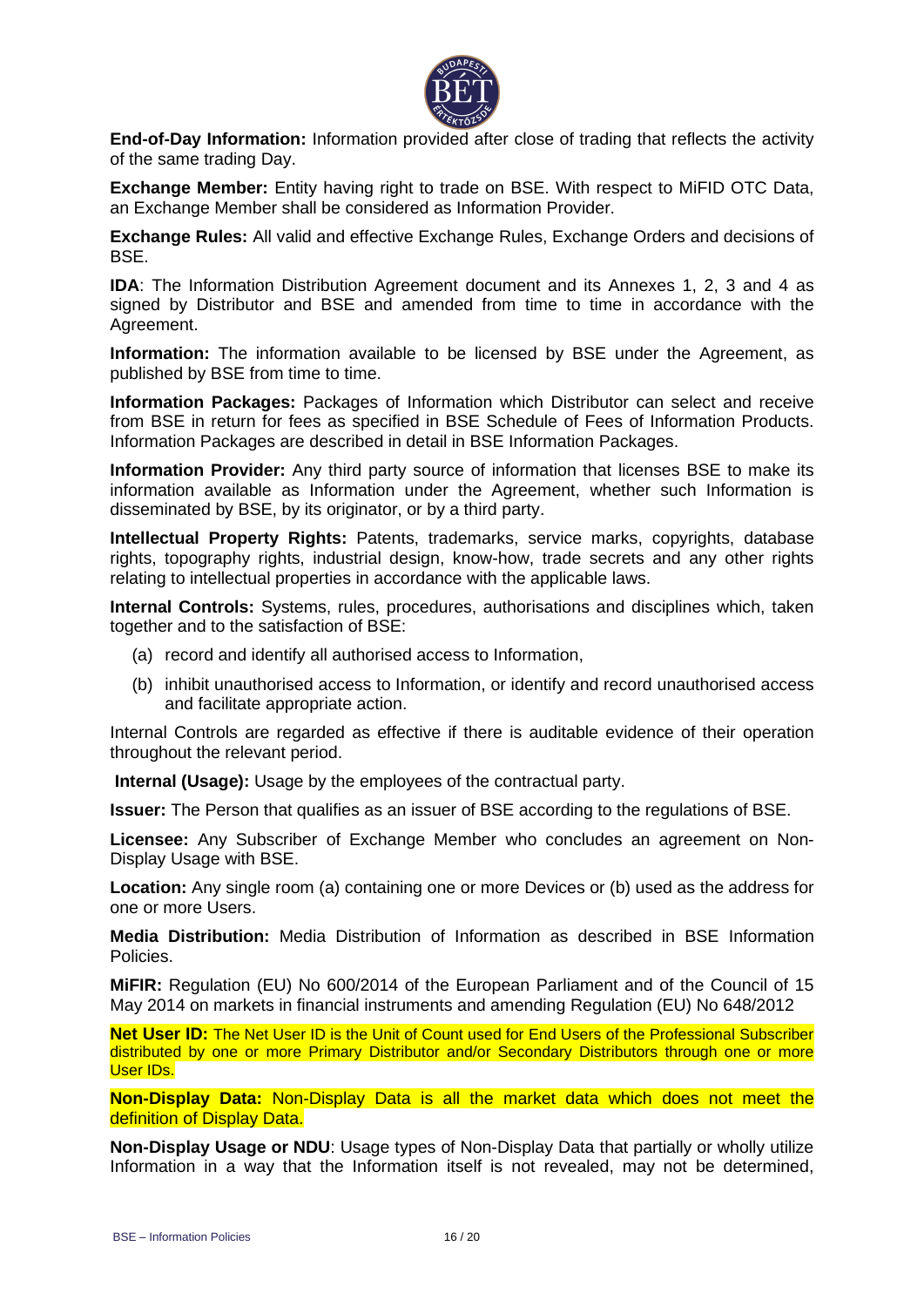**End-of-Day Information:** Information provided after close of trading that reflects the activity of the same trading Day.

**Exchange Member:** Entity having right to trade on BSE. With respect to MiFID OTC Data, an Exchange Member shall be considered as Information Provider.

**Exchange Rules:** All valid and effective Exchange Rules, Exchange Orders and decisions of BSE.

**IDA**: The Information Distribution Agreement document and its Annexes 1, 2, 3 and 4 as signed by Distributor and BSE and amended from time to time in accordance with the Agreement.

**Information:** The information available to be licensed by BSE under the Agreement, as published by BSE from time to time.

**Information Packages:** Packages of Information which Distributor can select and receive from BSE in return for fees as specified in BSE Schedule of Fees of Information Products. Information Packages are described in detail in BSE Information Packages.

**Information Provider:** Any third party source of information that licenses BSE to make its information available as Information under the Agreement, whether such Information is disseminated by BSE, by its originator, or by a third party.

**Intellectual Property Rights:** Patents, trademarks, service marks, copyrights, database rights, topography rights, industrial design, know-how, trade secrets and any other rights relating to intellectual properties in accordance with the applicable laws.

**Internal Controls:** Systems, rules, procedures, authorisations and disciplines which, taken together and to the satisfaction of BSE:

(a) record and identify all authorised access to Information,

(b) inhibit unauthorised access to Information, or identify and record unauthorised access and facilitate appropriate action.

Internal Controls are regarded as effective if there is auditable evidence of their operation throughout the relevant period.

**Internal (Usage):** Usage by the employees of the contractual party.

**Issuer:** The Person that qualifies as an issuer of BSE according to the regulations of BSE.

**Licensee:** Any Subscriber of Exchange Member who concludes an agreement on Non-Display Usage with BSE.

**Location:** Any single room (a) containing one or more Devices or (b) used as the address for one or more Users.

**Media Distribution:** Media Distribution of Information as described in BSE Information Policies.

**MiFIR:** Regulation (EU) No 600/2014 of the European Parliament and of the Council of 15 May 2014 on markets in financial instruments and amending Regulation (EU) No 648/2012

**Net User ID:** The Net User ID is the Unit of Count used for End Users of the Professional Subscriber distributed by one or more Primary Distributor and/or Secondary Distributors through one or more User IDs.

**Non-Display Data:** Non-Display Data is all the market data which does not meet the definition of Display Data.

**Non-Display Usage or NDU**: Usage types of Non-Display Data that partially or wholly utilize Information in a way that the Information itself is not revealed, may not be determined,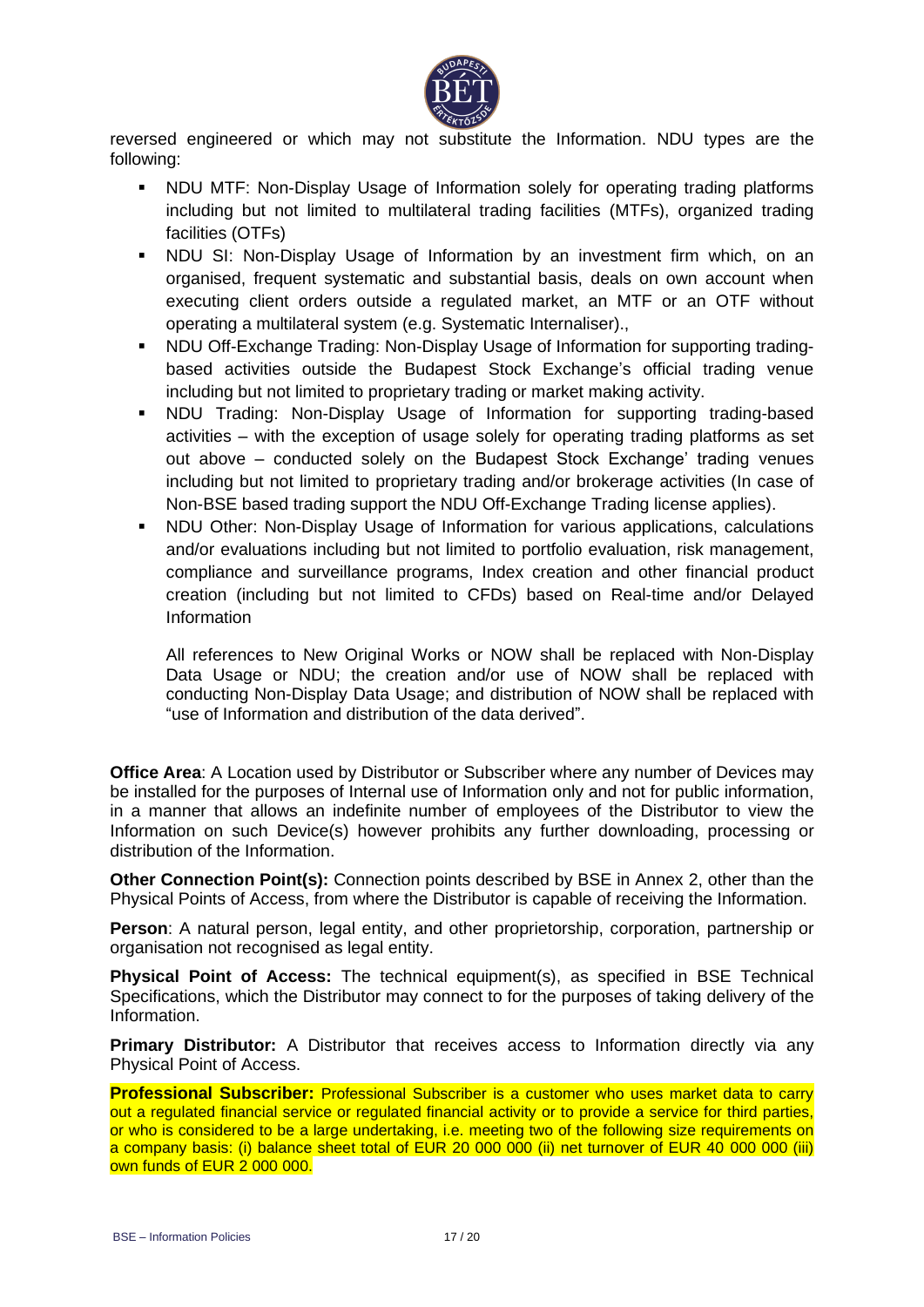reversed engineered or which may not substitute the Information. NDU types are the following:

- NDU MTF: Non-Display Usage of Information solely for operating trading platforms including but not limited to multilateral trading facilities (MTFs), organized trading facilities (OTFs)
- NDU SI: Non-Display Usage of Information by an investment firm which, on an organised, frequent systematic and substantial basis, deals on own account when executing client orders outside a regulated market, an MTF or an OTF without operating a multilateral system (e.g. Systematic Internaliser).,
- NDU Off-Exchange Trading: Non-Display Usage of Information for supporting trading-based activities outside the Budapest Stock Exchange's official trading venue including but not limited to proprietary trading or market making activity.
- NDU Trading: Non-Display Usage of Information for supporting trading-based activities – with the exception of usage solely for operating trading platforms as set out above – conducted solely on the Budapest Stock Exchange' trading venues including but not limited to proprietary trading and/or brokerage activities (In case of Non-BSE based trading support the NDU Off-Exchange Trading license applies).
- NDU Other: Non-Display Usage of Information for various applications, calculations and/or evaluations including but not limited to portfolio evaluation, risk management, compliance and surveillance programs, Index creation and other financial product creation (including but not limited to CFDs) based on Real-time and/or Delayed Information

  All references to New Original Works or NOW shall be replaced with Non-Display Data Usage or NDU; the creation and/or use of NOW shall be replaced with conducting Non-Display Data Usage; and distribution of NOW shall be replaced with "use of Information and distribution of the data derived".

**Office Area**: A Location used by Distributor or Subscriber where any number of Devices may be installed for the purposes of Internal use of Information only and not for public information, in a manner that allows an indefinite number of employees of the Distributor to view the Information on such Device(s) however prohibits any further downloading, processing or distribution of the Information.

**Other Connection Point(s):** Connection points described by BSE in Annex 2, other than the Physical Points of Access, from where the Distributor is capable of receiving the Information.

**Person**: A natural person, legal entity, and other proprietorship, corporation, partnership or organisation not recognised as legal entity.

**Physical Point of Access:** The technical equipment(s), as specified in BSE Technical Specifications, which the Distributor may connect to for the purposes of taking delivery of the Information.

**Primary Distributor:** A Distributor that receives access to Information directly via any Physical Point of Access.

**Professional Subscriber:** Professional Subscriber is a customer who uses market data to carry out a regulated financial service or regulated financial activity or to provide a service for third parties, or who is considered to be a large undertaking, i.e. meeting two of the following size requirements on a company basis: (i) balance sheet total of EUR 20 000 000 (ii) net turnover of EUR 40 000 000 (iii) own funds of EUR 2 000 000.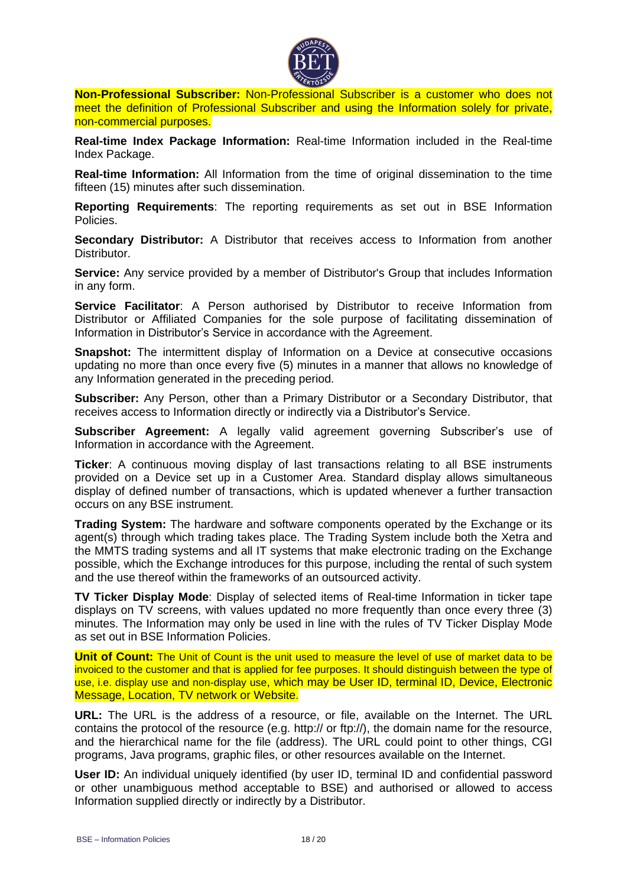**Non-Professional Subscriber:** Non-Professional Subscriber is a customer who does not meet the definition of Professional Subscriber and using the Information solely for private, non-commercial purposes.

**Real-time Index Package Information:** Real-time Information included in the Real-time Index Package.

**Real-time Information:** All Information from the time of original dissemination to the time fifteen (15) minutes after such dissemination.

**Reporting Requirements**: The reporting requirements as set out in BSE Information Policies.

**Secondary Distributor:** A Distributor that receives access to Information from another Distributor.

**Service:** Any service provided by a member of Distributor's Group that includes Information in any form.

**Service Facilitator**: A Person authorised by Distributor to receive Information from Distributor or Affiliated Companies for the sole purpose of facilitating dissemination of Information in Distributor's Service in accordance with the Agreement.

**Snapshot:** The intermittent display of Information on a Device at consecutive occasions updating no more than once every five (5) minutes in a manner that allows no knowledge of any Information generated in the preceding period.

**Subscriber:** Any Person, other than a Primary Distributor or a Secondary Distributor, that receives access to Information directly or indirectly via a Distributor's Service.

**Subscriber Agreement:** A legally valid agreement governing Subscriber's use of Information in accordance with the Agreement.

**Ticker**: A continuous moving display of last transactions relating to all BSE instruments provided on a Device set up in a Customer Area. Standard display allows simultaneous display of defined number of transactions, which is updated whenever a further transaction occurs on any BSE instrument.

**Trading System:** The hardware and software components operated by the Exchange or its agent(s) through which trading takes place. The Trading System include both the Xetra and the MMTS trading systems and all IT systems that make electronic trading on the Exchange possible, which the Exchange introduces for this purpose, including the rental of such system and the use thereof within the frameworks of an outsourced activity.

**TV Ticker Display Mode**: Display of selected items of Real-time Information in ticker tape displays on TV screens, with values updated no more frequently than once every three (3) minutes. The Information may only be used in line with the rules of TV Ticker Display Mode as set out in BSE Information Policies.

**Unit of Count:** The Unit of Count is the unit used to measure the level of use of market data to be invoiced to the customer and that is applied for fee purposes. It should distinguish between the type of use, i.e. display use and non-display use, which may be User ID, terminal ID, Device, Electronic Message, Location, TV network or Website.

**URL:** The URL is the address of a resource, or file, available on the Internet. The URL contains the protocol of the resource (e.g. http:// or ftp://), the domain name for the resource, and the hierarchical name for the file (address). The URL could point to other things, CGI programs, Java programs, graphic files, or other resources available on the Internet.

**User ID:** An individual uniquely identified (by user ID, terminal ID and confidential password or other unambiguous method acceptable to BSE) and authorised or allowed to access Information supplied directly or indirectly by a Distributor.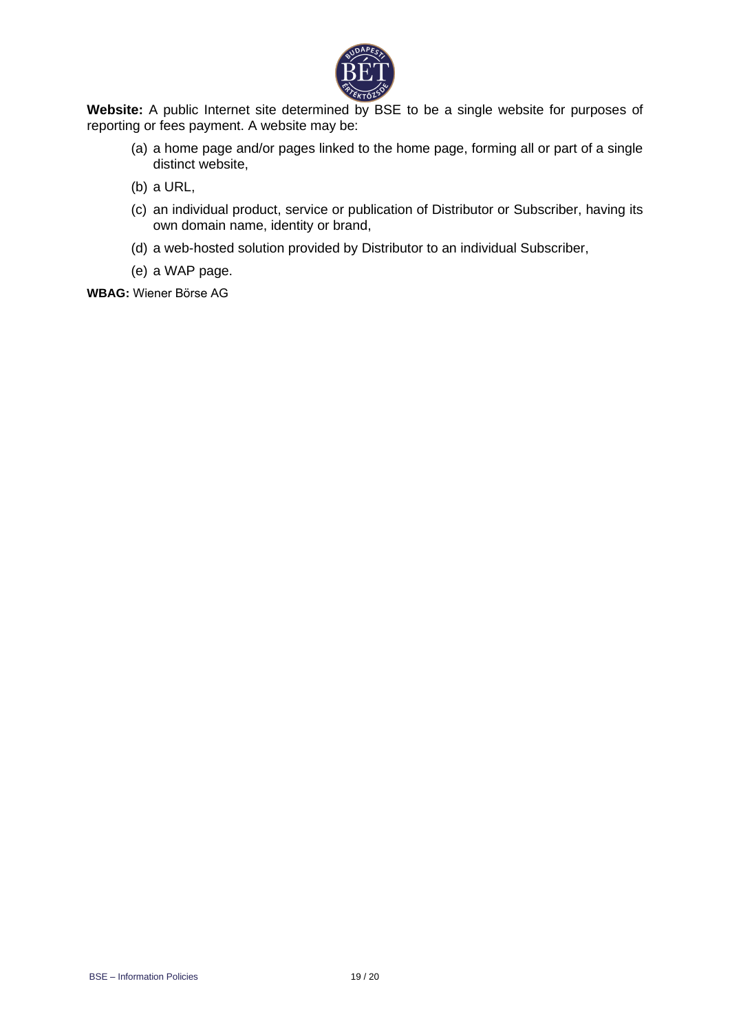**Website:** A public Internet site determined by BSE to be a single website for purposes of reporting or fees payment. A website may be:

(a) a home page and/or pages linked to the home page, forming all or part of a single distinct website,

(b) a URL,

(c) an individual product, service or publication of Distributor or Subscriber, having its own domain name, identity or brand,

(d) a web-hosted solution provided by Distributor to an individual Subscriber,

(e) a WAP page.

**WBAG:** Wiener Börse AG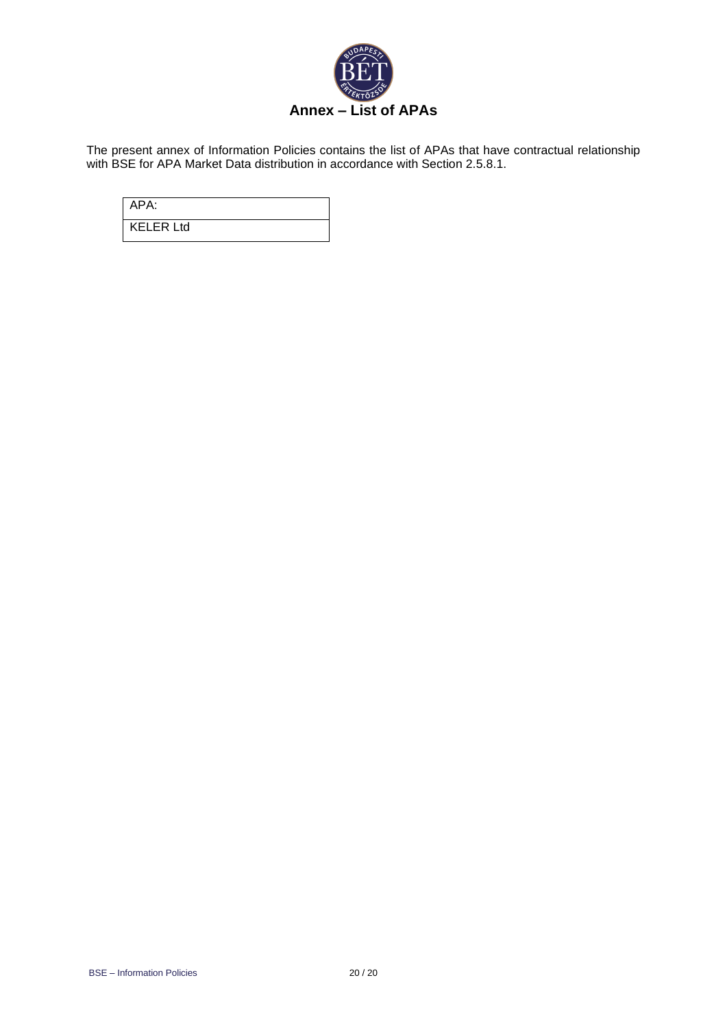# Annex – List of APAs

The present annex of Information Policies contains the list of APAs that have contractual relationship with BSE for APA Market Data distribution in accordance with Section 2.5.8.1.

| APA: |
|---|
| KELER Ltd |